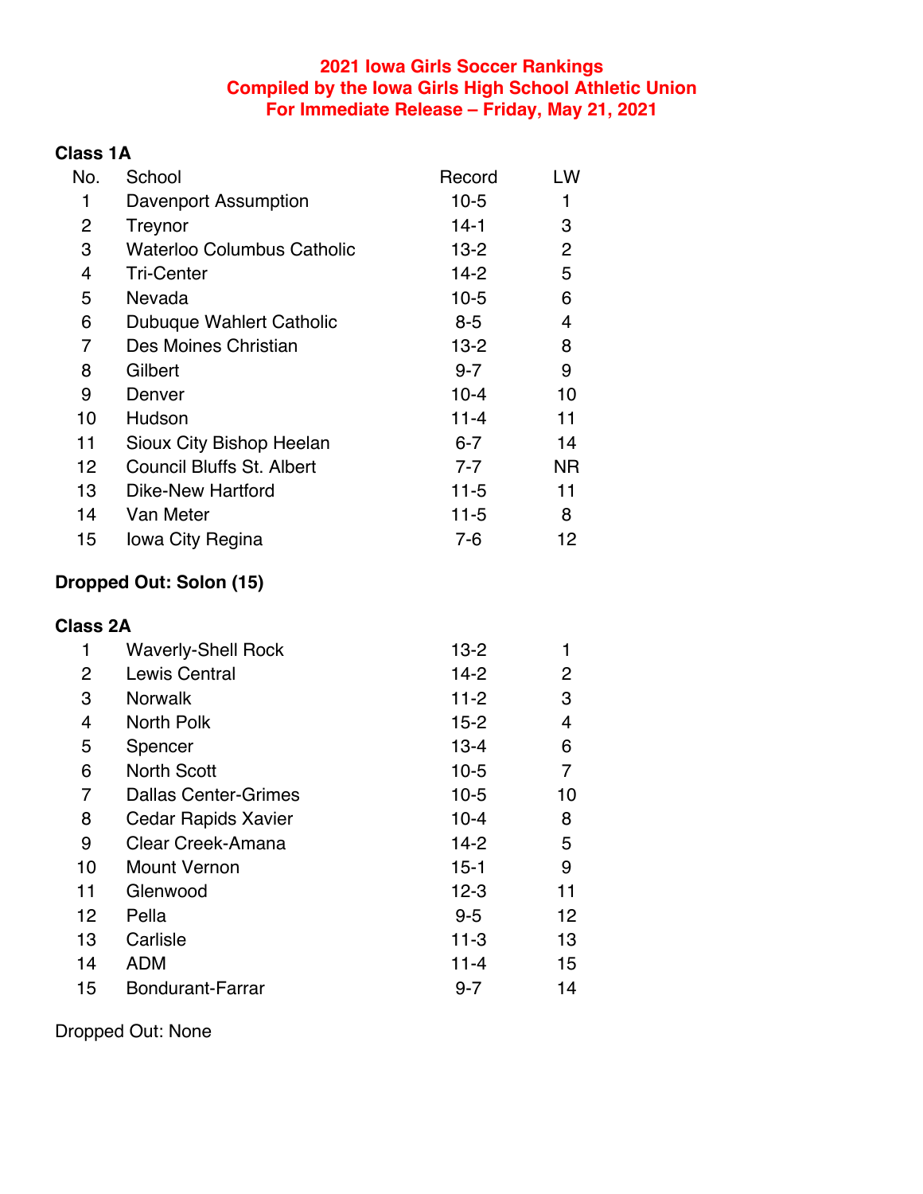# 2021 Iowa Girls Soccer Rankings
## Compiled by the Iowa Girls High School Athletic Union
## For Immediate Release – Friday, May 21, 2021

### Class 1A

| No. | School | Record | LW |
|---|---|---|---|
| 1 | Davenport Assumption | 10-5 | 1 |
| 2 | Treynor | 14-1 | 3 |
| 3 | Waterloo Columbus Catholic | 13-2 | 2 |
| 4 | Tri-Center | 14-2 | 5 |
| 5 | Nevada | 10-5 | 6 |
| 6 | Dubuque Wahlert Catholic | 8-5 | 4 |
| 7 | Des Moines Christian | 13-2 | 8 |
| 8 | Gilbert | 9-7 | 9 |
| 9 | Denver | 10-4 | 10 |
| 10 | Hudson | 11-4 | 11 |
| 11 | Sioux City Bishop Heelan | 6-7 | 14 |
| 12 | Council Bluffs St. Albert | 7-7 | NR |
| 13 | Dike-New Hartford | 11-5 | 11 |
| 14 | Van Meter | 11-5 | 8 |
| 15 | Iowa City Regina | 7-6 | 12 |

**Dropped Out: Solon (15)**

### Class 2A

| No. | School | Record | LW |
|---|---|---|---|
| 1 | Waverly-Shell Rock | 13-2 | 1 |
| 2 | Lewis Central | 14-2 | 2 |
| 3 | Norwalk | 11-2 | 3 |
| 4 | North Polk | 15-2 | 4 |
| 5 | Spencer | 13-4 | 6 |
| 6 | North Scott | 10-5 | 7 |
| 7 | Dallas Center-Grimes | 10-5 | 10 |
| 8 | Cedar Rapids Xavier | 10-4 | 8 |
| 9 | Clear Creek-Amana | 14-2 | 5 |
| 10 | Mount Vernon | 15-1 | 9 |
| 11 | Glenwood | 12-3 | 11 |
| 12 | Pella | 9-5 | 12 |
| 13 | Carlisle | 11-3 | 13 |
| 14 | ADM | 11-4 | 15 |
| 15 | Bondurant-Farrar | 9-7 | 14 |

Dropped Out: None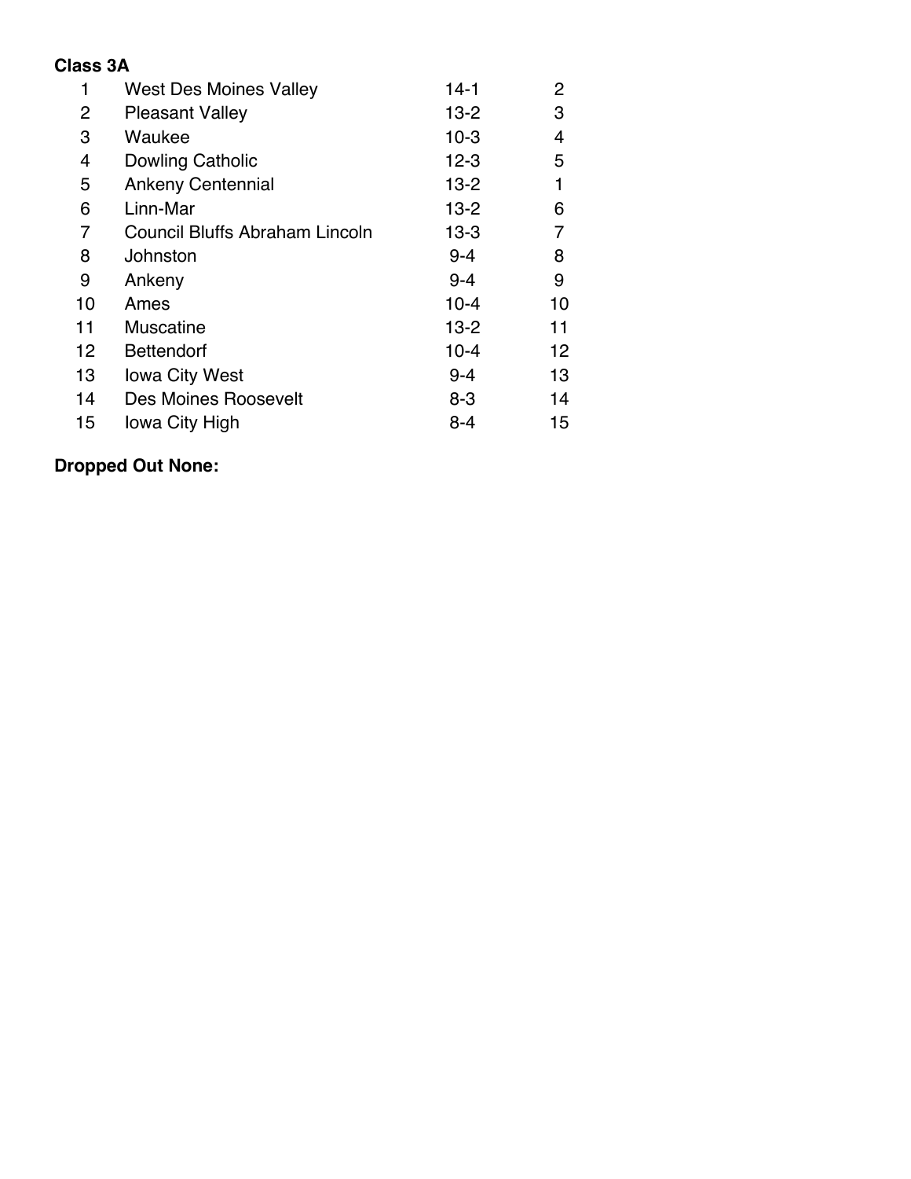**Class 3A**

| | | | |
|---|---|---|---|
| 1 | West Des Moines Valley | 14-1 | 2 |
| 2 | Pleasant Valley | 13-2 | 3 |
| 3 | Waukee | 10-3 | 4 |
| 4 | Dowling Catholic | 12-3 | 5 |
| 5 | Ankeny Centennial | 13-2 | 1 |
| 6 | Linn-Mar | 13-2 | 6 |
| 7 | Council Bluffs Abraham Lincoln | 13-3 | 7 |
| 8 | Johnston | 9-4 | 8 |
| 9 | Ankeny | 9-4 | 9 |
| 10 | Ames | 10-4 | 10 |
| 11 | Muscatine | 13-2 | 11 |
| 12 | Bettendorf | 10-4 | 12 |
| 13 | Iowa City West | 9-4 | 13 |
| 14 | Des Moines Roosevelt | 8-3 | 14 |
| 15 | Iowa City High | 8-4 | 15 |

**Dropped Out None:**